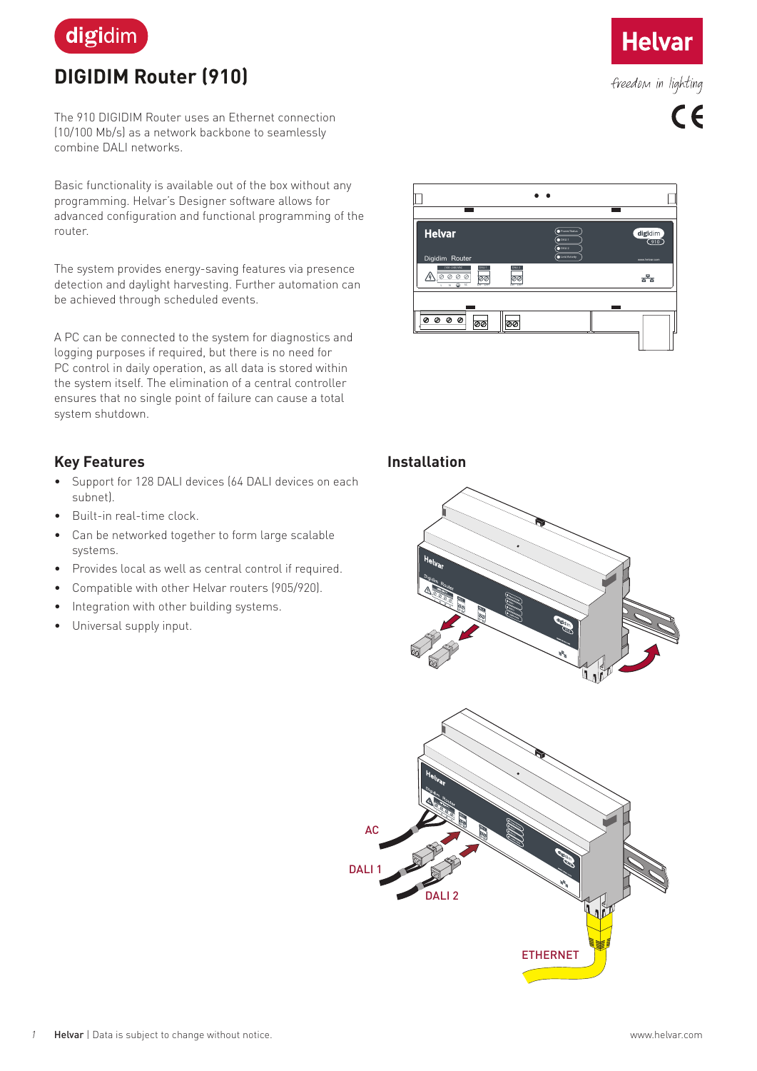# DIGIDIM Router (910)

The 910 DIGIDIM Router uses an Ethernet connection (10/100 Mb/s) as a network backbone to seamlessly combine DALI networks.

Basic functionality is available out of the box without any programming. Helvar's Designer software allows for advanced configuration and functional programming of the router.

The system provides energy-saving features via presence detection and daylight harvesting. Further automation can be achieved through scheduled events.

A PC can be connected to the system for diagnostics and logging purposes if required, but there is no need for PC control in daily operation, as all data is stored within the system itself. The elimination of a central controller ensures that no single point of failure can cause a total system shutdown.

## Key Features

- Support for 128 DALI devices (64 DALI devices on each subnet).
- Built-in real-time clock.
- Can be networked together to form large scalable systems.
- Provides local as well as central control if required.
- Compatible with other Helvar routers (905/920).
- Integration with other building systems.
- Universal supply input.

## Installation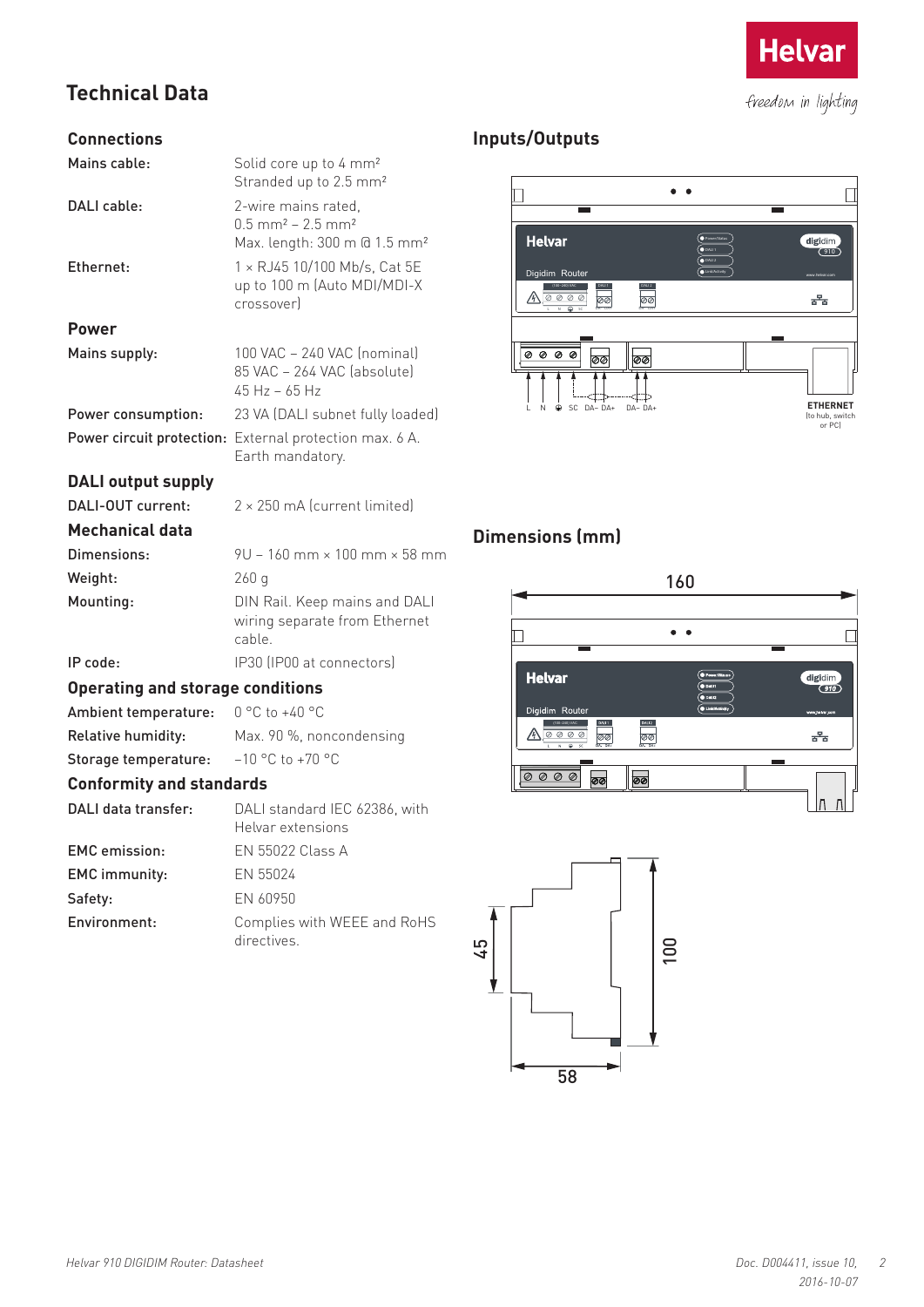# Technical Data

## Connections

| | |
|---|---|
| Mains cable: | Solid core up to 4 mm² Stranded up to 2.5 mm² |
| DALI cable: | 2-wire mains rated, 0.5 mm² – 2.5 mm² Max. length: 300 m @ 1.5 mm² |
| Ethernet: | 1 × RJ45 10/100 Mb/s, Cat 5E up to 100 m (Auto MDI/MDI-X crossover) |

## Power

| | |
|---|---|
| Mains supply: | 100 VAC – 240 VAC (nominal) 85 VAC – 264 VAC (absolute) 45 Hz – 65 Hz |
| Power consumption: | 23 VA (DALI subnet fully loaded) |
| Power circuit protection: | External protection max. 6 A. Earth mandatory. |

## DALI output supply

| | |
|---|---|
| DALI-OUT current: | 2 × 250 mA (current limited) |

## Mechanical data

| | |
|---|---|
| Dimensions: | 9U – 160 mm × 100 mm × 58 mm |
| Weight: | 260 g |
| Mounting: | DIN Rail. Keep mains and DALI wiring separate from Ethernet cable. |
| IP code: | IP30 (IP00 at connectors) |

## Operating and storage conditions

| | |
|---|---|
| Ambient temperature: | 0 °C to +40 °C |
| Relative humidity: | Max. 90 %, noncondensing |
| Storage temperature: | –10 °C to +70 °C |

## Conformity and standards

| | |
|---|---|
| DALI data transfer: | DALI standard IEC 62386, with Helvar extensions |
| EMC emission: | EN 55022 Class A |
| EMC immunity: | EN 55024 |
| Safety: | EN 60950 |
| Environment: | Complies with WEEE and RoHS directives. |

## Inputs/Outputs

Helvar
Digidim Router
digidim 910
L N ⏚ SC DA– DA+ DA– DA+
ETHERNET (to hub, switch or PC)

## Dimensions (mm)

160
45
100
58